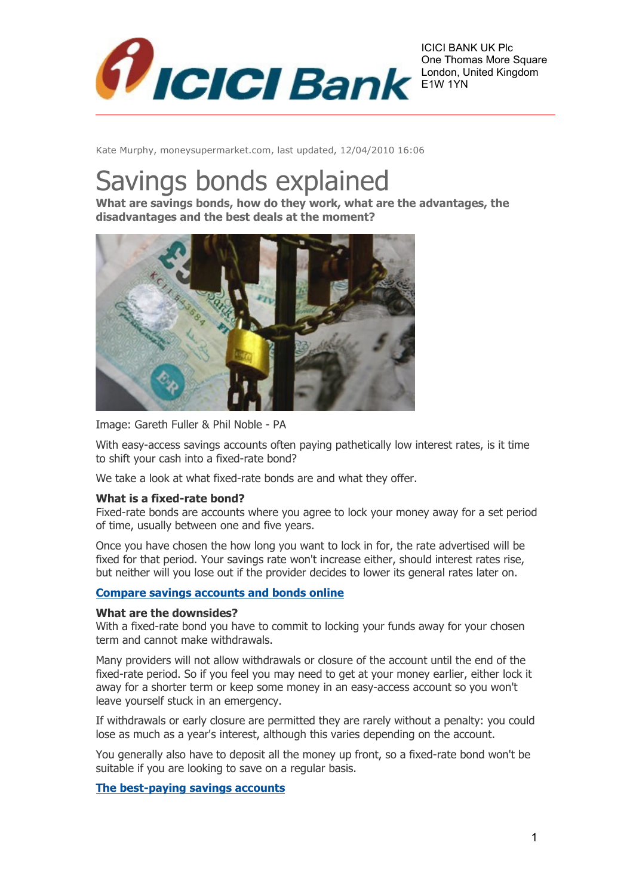ICICI BANK UK Plc
One Thomas More Square
London, United Kingdom
E1W 1YN

Kate Murphy, moneysupermarket.com, last updated, 12/04/2010 16:06

# Savings bonds explained

**What are savings bonds, how do they work, what are the advantages, the disadvantages and the best deals at the moment?**

Image: Gareth Fuller & Phil Noble - PA

With easy-access savings accounts often paying pathetically low interest rates, is it time to shift your cash into a fixed-rate bond?

We take a look at what fixed-rate bonds are and what they offer.

**What is a fixed-rate bond?**
Fixed-rate bonds are accounts where you agree to lock your money away for a set period of time, usually between one and five years.

Once you have chosen the how long you want to lock in for, the rate advertised will be fixed for that period. Your savings rate won't increase either, should interest rates rise, but neither will you lose out if the provider decides to lower its general rates later on.

**Compare savings accounts and bonds online**

**What are the downsides?**
With a fixed-rate bond you have to commit to locking your funds away for your chosen term and cannot make withdrawals.

Many providers will not allow withdrawals or closure of the account until the end of the fixed-rate period. So if you feel you may need to get at your money earlier, either lock it away for a shorter term or keep some money in an easy-access account so you won't leave yourself stuck in an emergency.

If withdrawals or early closure are permitted they are rarely without a penalty: you could lose as much as a year's interest, although this varies depending on the account.

You generally also have to deposit all the money up front, so a fixed-rate bond won't be suitable if you are looking to save on a regular basis.

**The best-paying savings accounts**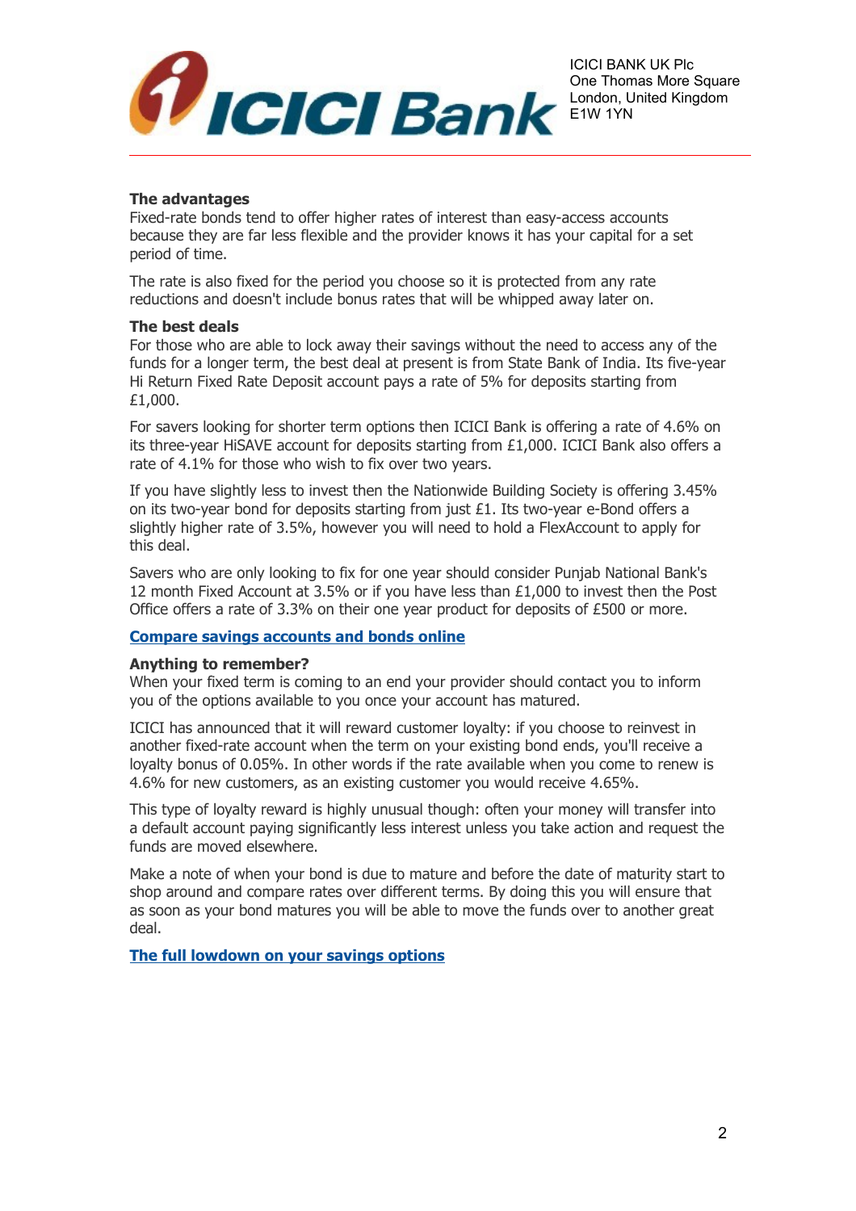ICICI BANK UK Plc
One Thomas More Square
London, United Kingdom
E1W 1YN

**The advantages**

Fixed-rate bonds tend to offer higher rates of interest than easy-access accounts because they are far less flexible and the provider knows it has your capital for a set period of time.

The rate is also fixed for the period you choose so it is protected from any rate reductions and doesn't include bonus rates that will be whipped away later on.

**The best deals**

For those who are able to lock away their savings without the need to access any of the funds for a longer term, the best deal at present is from State Bank of India. Its five-year Hi Return Fixed Rate Deposit account pays a rate of 5% for deposits starting from £1,000.

For savers looking for shorter term options then ICICI Bank is offering a rate of 4.6% on its three-year HiSAVE account for deposits starting from £1,000. ICICI Bank also offers a rate of 4.1% for those who wish to fix over two years.

If you have slightly less to invest then the Nationwide Building Society is offering 3.45% on its two-year bond for deposits starting from just £1. Its two-year e-Bond offers a slightly higher rate of 3.5%, however you will need to hold a FlexAccount to apply for this deal.

Savers who are only looking to fix for one year should consider Punjab National Bank's 12 month Fixed Account at 3.5% or if you have less than £1,000 to invest then the Post Office offers a rate of 3.3% on their one year product for deposits of £500 or more.

**Compare savings accounts and bonds online**

**Anything to remember?**

When your fixed term is coming to an end your provider should contact you to inform you of the options available to you once your account has matured.

ICICI has announced that it will reward customer loyalty: if you choose to reinvest in another fixed-rate account when the term on your existing bond ends, you'll receive a loyalty bonus of 0.05%. In other words if the rate available when you come to renew is 4.6% for new customers, as an existing customer you would receive 4.65%.

This type of loyalty reward is highly unusual though: often your money will transfer into a default account paying significantly less interest unless you take action and request the funds are moved elsewhere.

Make a note of when your bond is due to mature and before the date of maturity start to shop around and compare rates over different terms. By doing this you will ensure that as soon as your bond matures you will be able to move the funds over to another great deal.

**The full lowdown on your savings options**